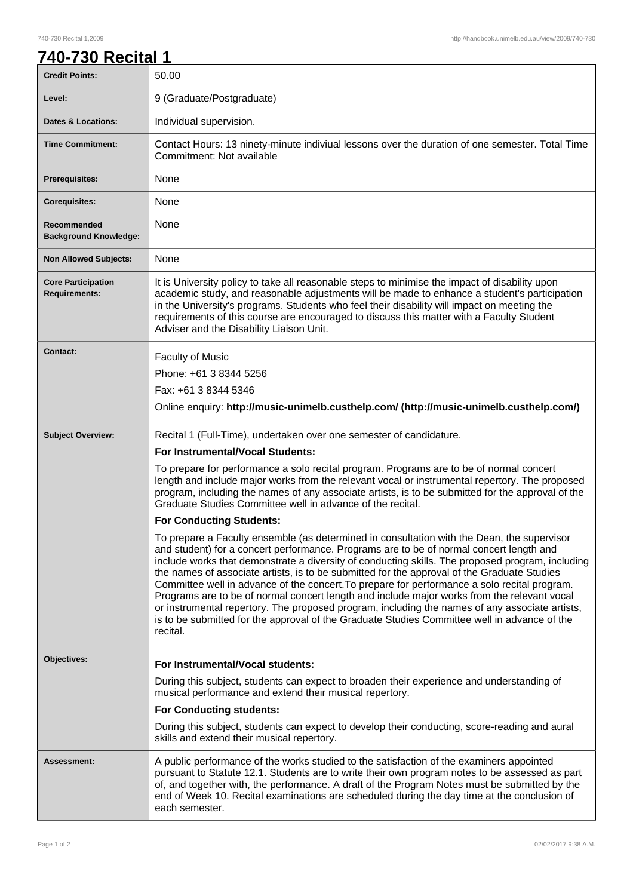# 740-730 Recital 1

| | |
|---|---|
| **Credit Points:** | 50.00 |
| **Level:** | 9 (Graduate/Postgraduate) |
| **Dates & Locations:** | Individual supervision. |
| **Time Commitment:** | Contact Hours: 13 ninety-minute indiviual lessons over the duration of one semester. Total Time Commitment: Not available |
| **Prerequisites:** | None |
| **Corequisites:** | None |
| **Recommended Background Knowledge:** | None |
| **Non Allowed Subjects:** | None |
| **Core Participation Requirements:** | It is University policy to take all reasonable steps to minimise the impact of disability upon academic study, and reasonable adjustments will be made to enhance a student's participation in the University's programs. Students who feel their disability will impact on meeting the requirements of this course are encouraged to discuss this matter with a Faculty Student Adviser and the Disability Liaison Unit. |
| **Contact:** | Faculty of Music<br>Phone: +61 3 8344 5256<br>Fax: +61 3 8344 5346<br>Online enquiry: **http://music-unimelb.custhelp.com/ (http://music-unimelb.custhelp.com/)** |
| **Subject Overview:** | Recital 1 (Full-Time), undertaken over one semester of candidature.<br>**For Instrumental/Vocal Students:**<br>To prepare for performance a solo recital program. Programs are to be of normal concert length and include major works from the relevant vocal or instrumental repertory. The proposed program, including the names of any associate artists, is to be submitted for the approval of the Graduate Studies Committee well in advance of the recital.<br>**For Conducting Students:**<br>To prepare a Faculty ensemble (as determined in consultation with the Dean, the supervisor and student) for a concert performance. Programs are to be of normal concert length and include works that demonstrate a diversity of conducting skills. The proposed program, including the names of associate artists, is to be submitted for the approval of the Graduate Studies Committee well in advance of the concert.To prepare for performance a solo recital program. Programs are to be of normal concert length and include major works from the relevant vocal or instrumental repertory. The proposed program, including the names of any associate artists, is to be submitted for the approval of the Graduate Studies Committee well in advance of the recital. |
| **Objectives:** | **For Instrumental/Vocal students:**<br>During this subject, students can expect to broaden their experience and understanding of musical performance and extend their musical repertory.<br>**For Conducting students:**<br>During this subject, students can expect to develop their conducting, score-reading and aural skills and extend their musical repertory. |
| **Assessment:** | A public performance of the works studied to the satisfaction of the examiners appointed pursuant to Statute 12.1. Students are to write their own program notes to be assessed as part of, and together with, the performance. A draft of the Program Notes must be submitted by the end of Week 10. Recital examinations are scheduled during the day time at the conclusion of each semester. |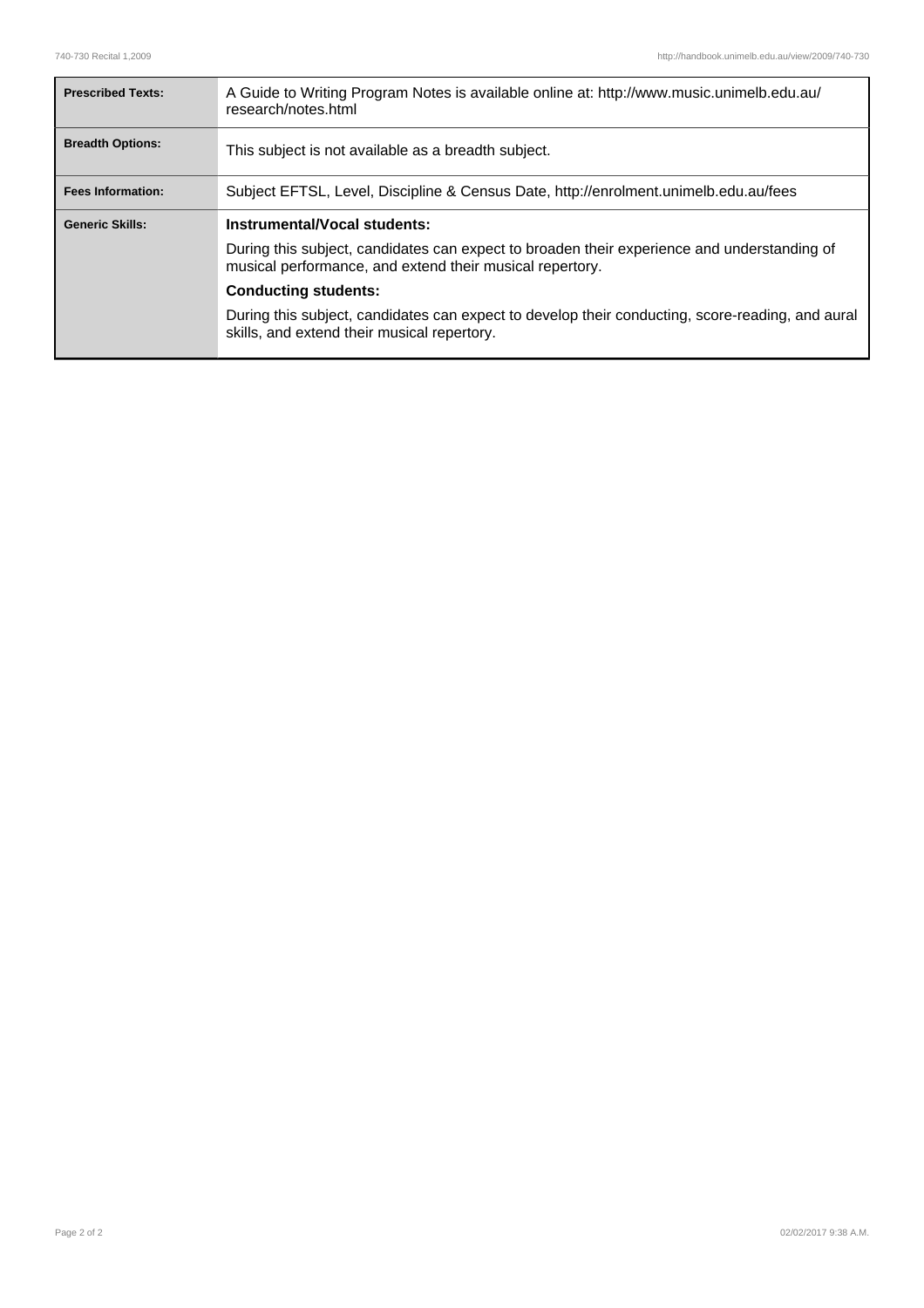| | |
|---|---|
| **Prescribed Texts:** | A Guide to Writing Program Notes is available online at: http://www.music.unimelb.edu.au/research/notes.html |
| **Breadth Options:** | This subject is not available as a breadth subject. |
| **Fees Information:** | Subject EFTSL, Level, Discipline & Census Date, http://enrolment.unimelb.edu.au/fees |
| **Generic Skills:** | **Instrumental/Vocal students:** During this subject, candidates can expect to broaden their experience and understanding of musical performance, and extend their musical repertory. **Conducting students:** During this subject, candidates can expect to develop their conducting, score-reading, and aural skills, and extend their musical repertory. |